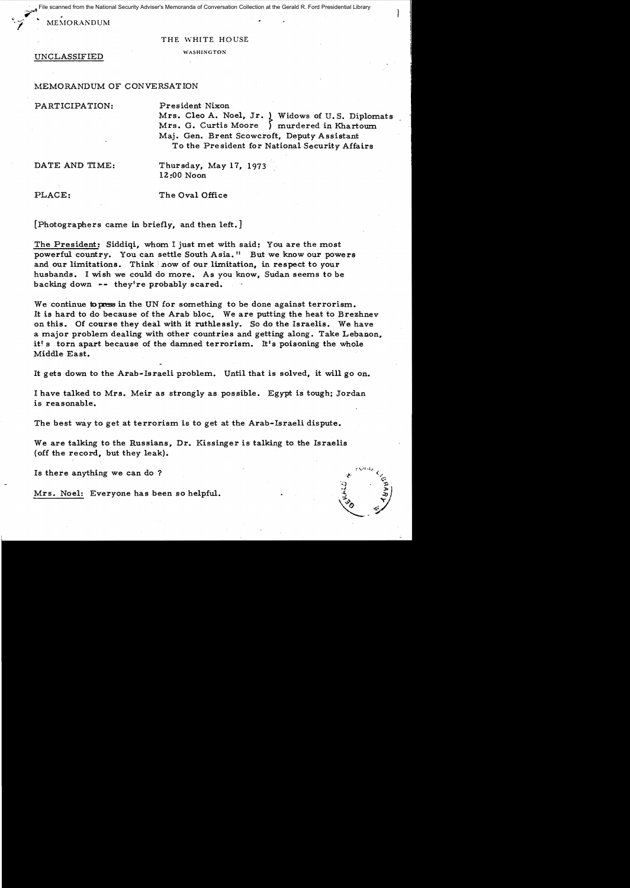File scanned from the National Security Adviser's Memoranda of Conversation Collection at the Gerald R. Ford Presidential Library

MEMORANDUM

THE WHITE HOUSE

WASHINGTON

UNCLASSIFIED

MEMORANDUM OF CONVERSATION

PARTICIPATION: President Nixon
Mrs. Cleo A. Noel, Jr. } Widows of U.S. Diplomats
Mrs. G. Curtis Moore } murdered in Khartoum
Maj. Gen. Brent Scowcroft, Deputy Assistant
To the President for National Security Affairs

DATE AND TIME: Thursday, May 17, 1973
12:00 Noon

PLACE: The Oval Office

[Photographers came in briefly, and then left.]

The President: Siddiqi, whom I just met with said: You are the most powerful country. You can settle South Asia." But we know our powers and our limitations. Think now of our limitation, in respect to your husbands. I wish we could do more. As you know, Sudan seems to be backing down -- they're probably scared.

We continue to press in the UN for something to be done against terrorism. It is hard to do because of the Arab bloc. We are putting the heat to Brezhnev on this. Of course they deal with it ruthlessly. So do the Israelis. We have a major problem dealing with other countries and getting along. Take Lebanon, it's torn apart because of the damned terrorism. It's poisoning the whole Middle East.

It gets down to the Arab-Israeli problem. Until that is solved, it will go on.

I have talked to Mrs. Meir as strongly as possible. Egypt is tough; Jordan is reasonable.

The best way to get at terrorism is to get at the Arab-Israeli dispute.

We are talking to the Russians, Dr. Kissinger is talking to the Israelis (off the record, but they leak).

Is there anything we can do ?

Mrs. Noel: Everyone has been so helpful.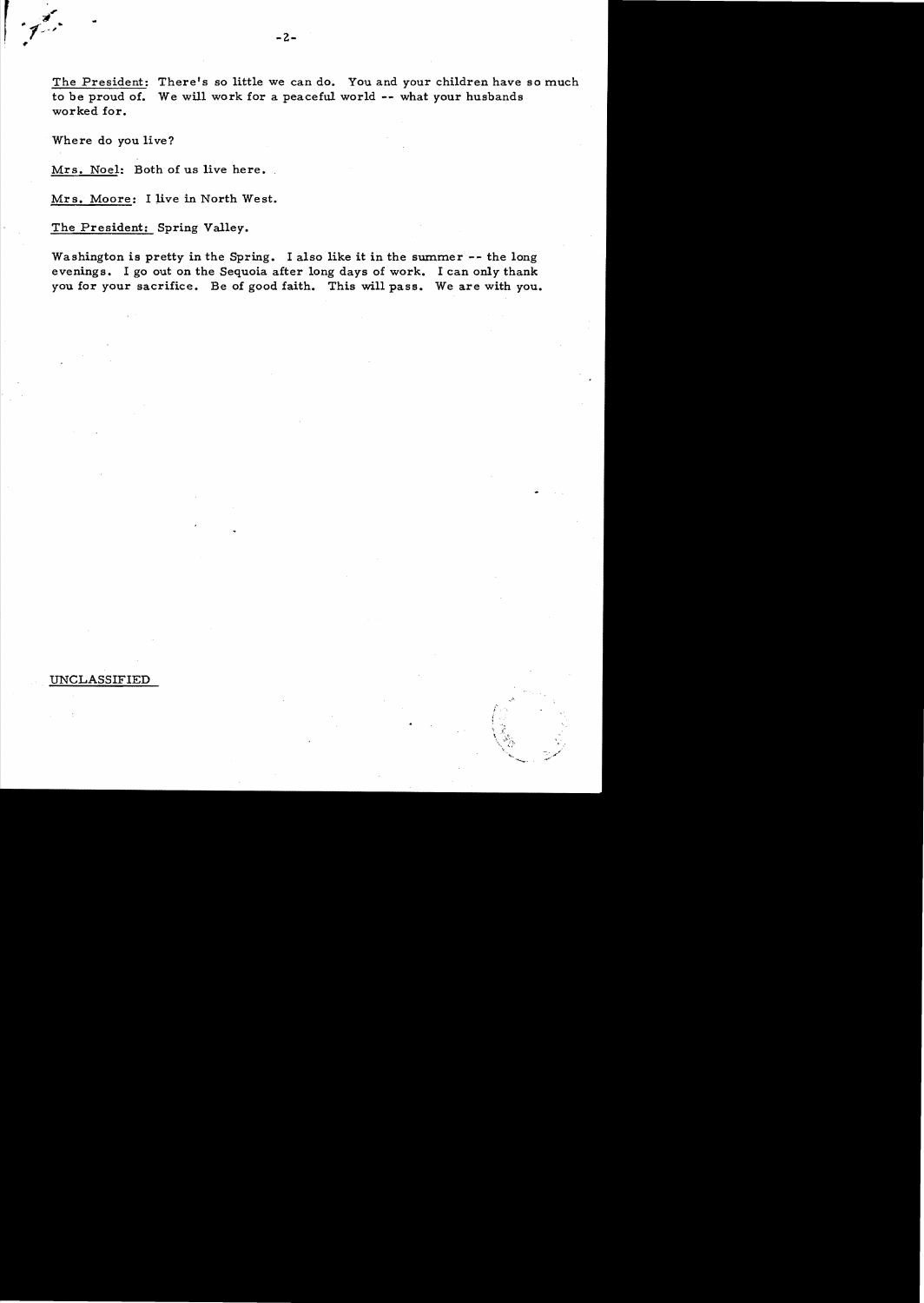<u>The President</u>: There's so little we can do. You and your children have so much to be proud of. We will work for a peaceful world -- what your husbands worked for.

Where do you live?

<u>Mrs. Noel</u>: Both of us live here.

<u>Mrs. Moore</u>: I live in North West.

<u>The President:</u> Spring Valley.

Washington is pretty in the Spring. I also like it in the summer -- the long evenings. I go out on the Sequoia after long days of work. I can only thank you for your sacrifice. Be of good faith. This will pass. We are with you.

UNCLASSIFIED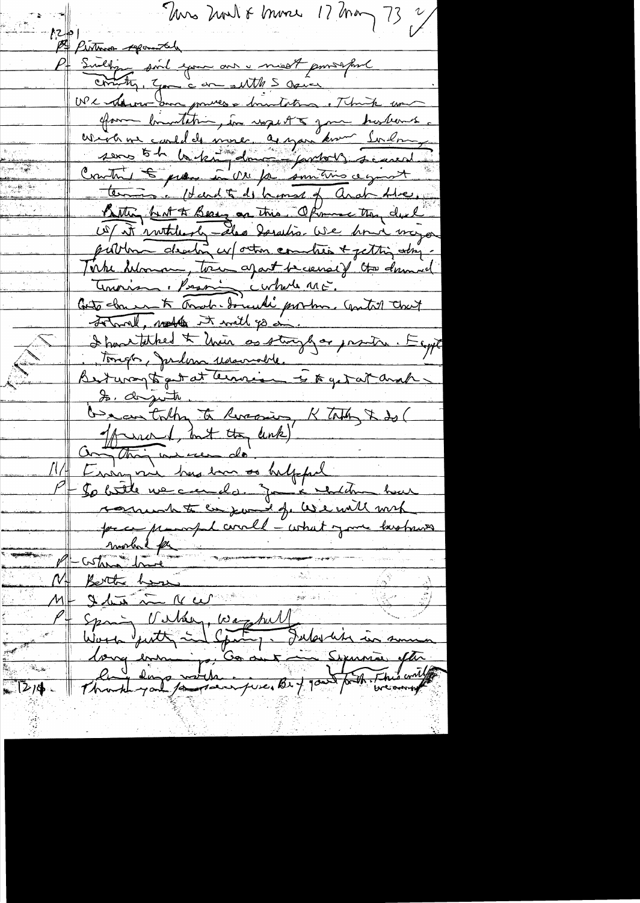Mrs Nixon & Moore 17 May 73 2/

12:01

P Pictures separately

P Sulzberger said you are a most powerful country. You can settle 5 crises.

We have our power & limitation. Think our (?) limitation, in respect to your husband. Wish we could do more. As you know, Sudan sense to be backing down — (?) scared.

Continue to press in UN for something against terrorism. Hard to do because of Arab bloc.

Putting heat to Bessy on this. Of course they deal w/ it ruthlessly — also Israelis. We have major problem dealing w/ other countries & getting anything.

Turks, Lebanon, torn apart because of the damned terrorism. Passing — whole ME.

Goes down to Arab-Israeli problem. Until that settled, we will go on.

I have talked to Israelis as strongly as possible. Egypt tough, Jordan reasonable.

Best way to get at terrorism is to get at Arab-Is. dispute.

We are talking to Russians, K talking to do (?) (?), but they link.

Anything we can do.

N Everyone has been so helpful.

P So little we can do. Your relations have (?) to (?) of. We will wish peace peaceful world — what your husband worked for.

P — When home

N Both here

M I live in NW

P Spring Valley, (?)

Was pretty in Spring. Delightful in summer long evenings. Go out in Sequoia after long days work. Thank you for your service. Be of good faith. This will (?) wearing.

12:14